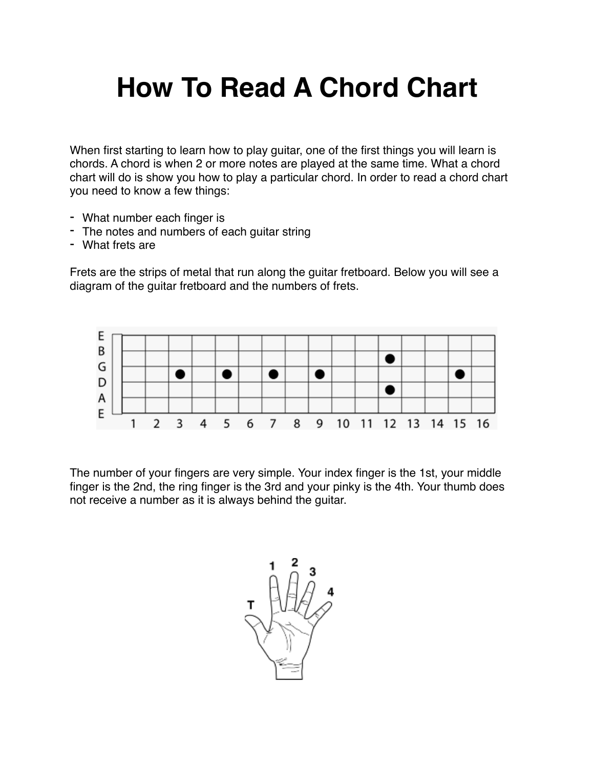# How To Read A Chord Chart

When first starting to learn how to play guitar, one of the first things you will learn is chords. A chord is when 2 or more notes are played at the same time. What a chord chart will do is show you how to play a particular chord. In order to read a chord chart you need to know a few things:

- What number each finger is
- The notes and numbers of each guitar string
- What frets are

Frets are the strips of metal that run along the guitar fretboard. Below you will see a diagram of the guitar fretboard and the numbers of frets.

The number of your fingers are very simple. Your index finger is the 1st, your middle finger is the 2nd, the ring finger is the 3rd and your pinky is the 4th. Your thumb does not receive a number as it is always behind the guitar.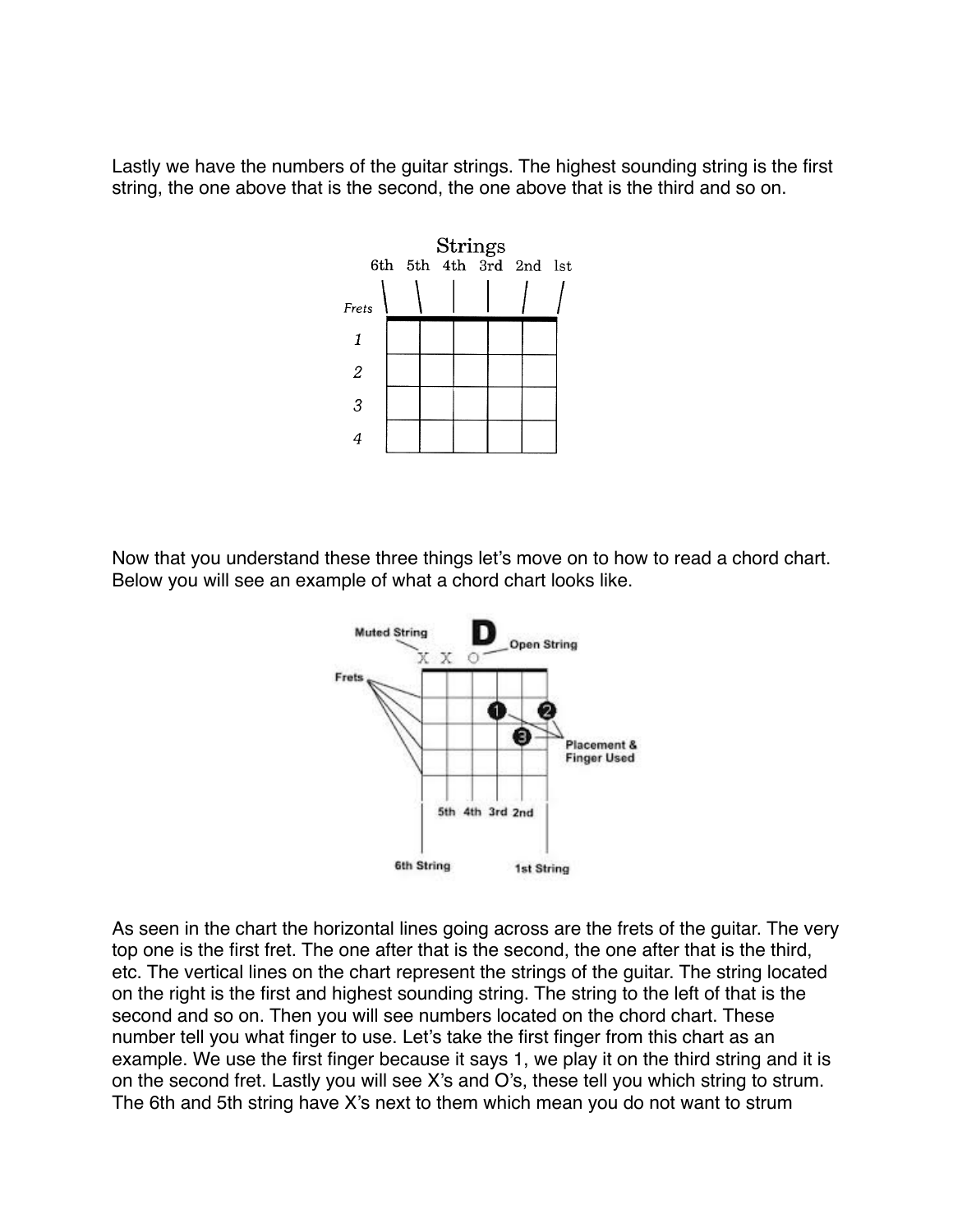Lastly we have the numbers of the guitar strings. The highest sounding string is the first string, the one above that is the second, the one above that is the third and so on.

Now that you understand these three things let's move on to how to read a chord chart. Below you will see an example of what a chord chart looks like.

As seen in the chart the horizontal lines going across are the frets of the guitar. The very top one is the first fret. The one after that is the second, the one after that is the third, etc. The vertical lines on the chart represent the strings of the guitar. The string located on the right is the first and highest sounding string. The string to the left of that is the second and so on. Then you will see numbers located on the chord chart. These number tell you what finger to use. Let's take the first finger from this chart as an example. We use the first finger because it says 1, we play it on the third string and it is on the second fret. Lastly you will see X's and O's, these tell you which string to strum. The 6th and 5th string have X's next to them which mean you do not want to strum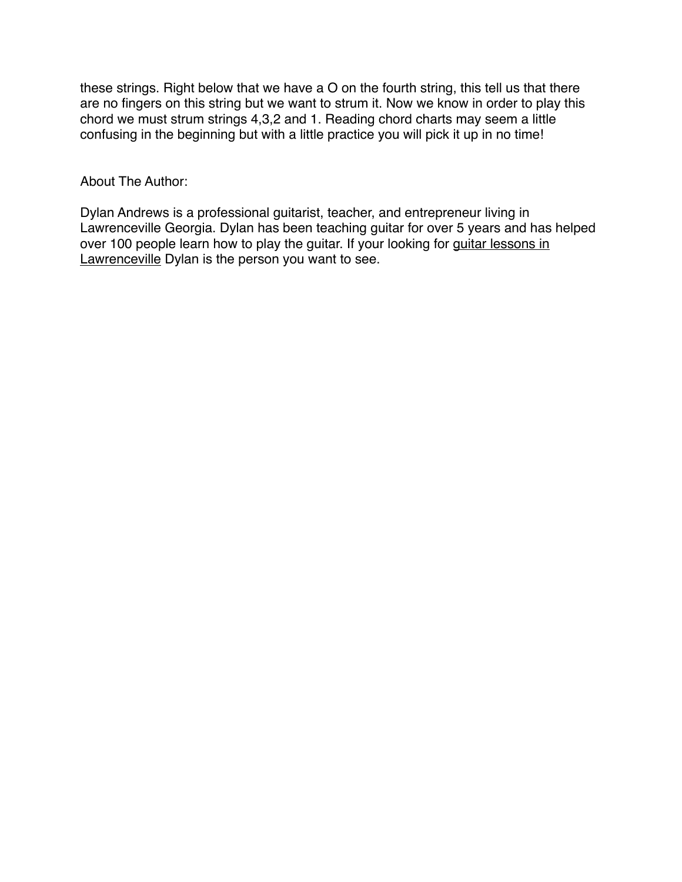these strings. Right below that we have a O on the fourth string, this tell us that there are no fingers on this string but we want to strum it. Now we know in order to play this chord we must strum strings 4,3,2 and 1. Reading chord charts may seem a little confusing in the beginning but with a little practice you will pick it up in no time!

About The Author:

Dylan Andrews is a professional guitarist, teacher, and entrepreneur living in Lawrenceville Georgia. Dylan has been teaching guitar for over 5 years and has helped over 100 people learn how to play the guitar. If your looking for guitar lessons in Lawrenceville Dylan is the person you want to see.